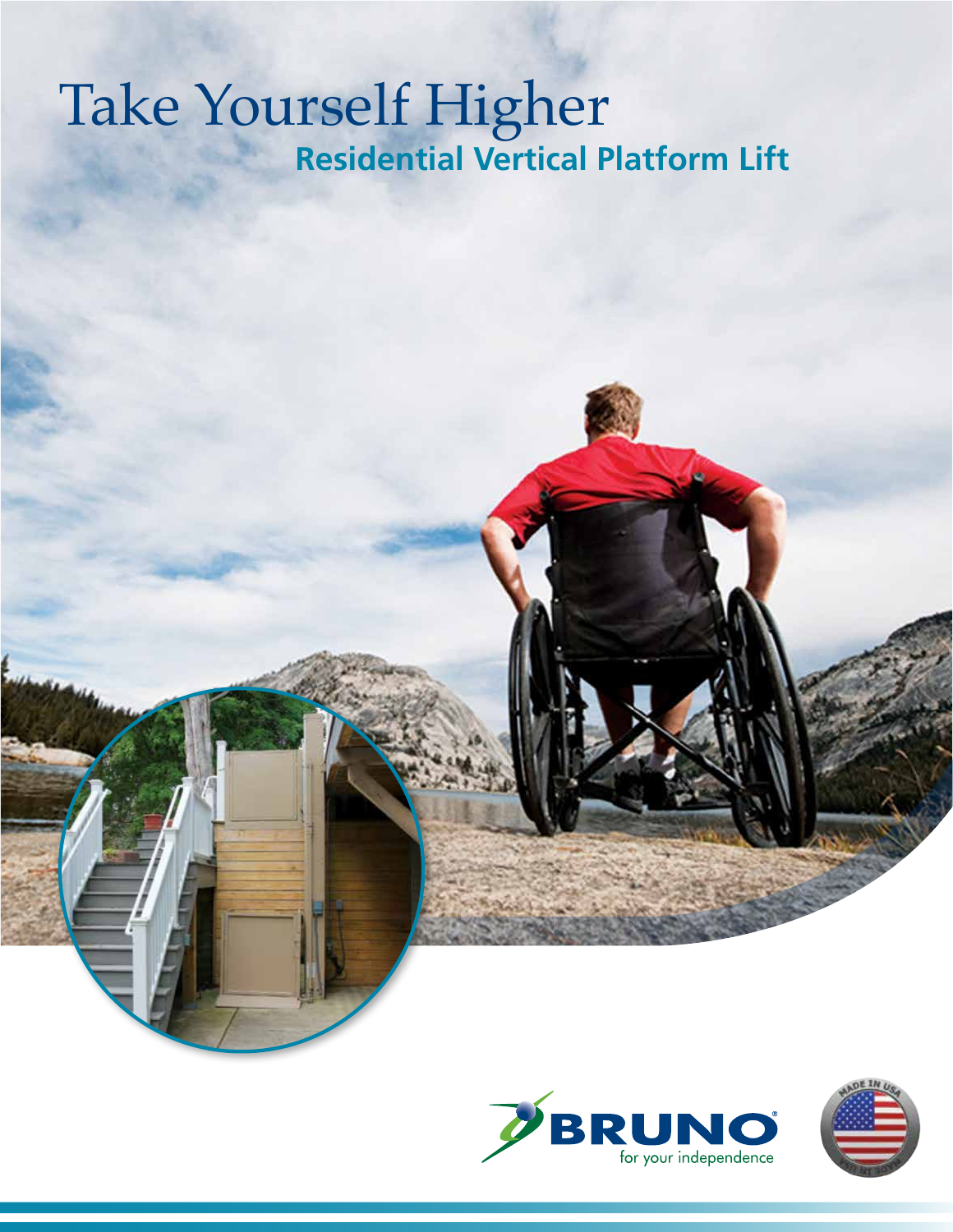# Take Yourself Higher

## Residential Vertical Platform Lift

BRUNO
for your independence

MADE IN USA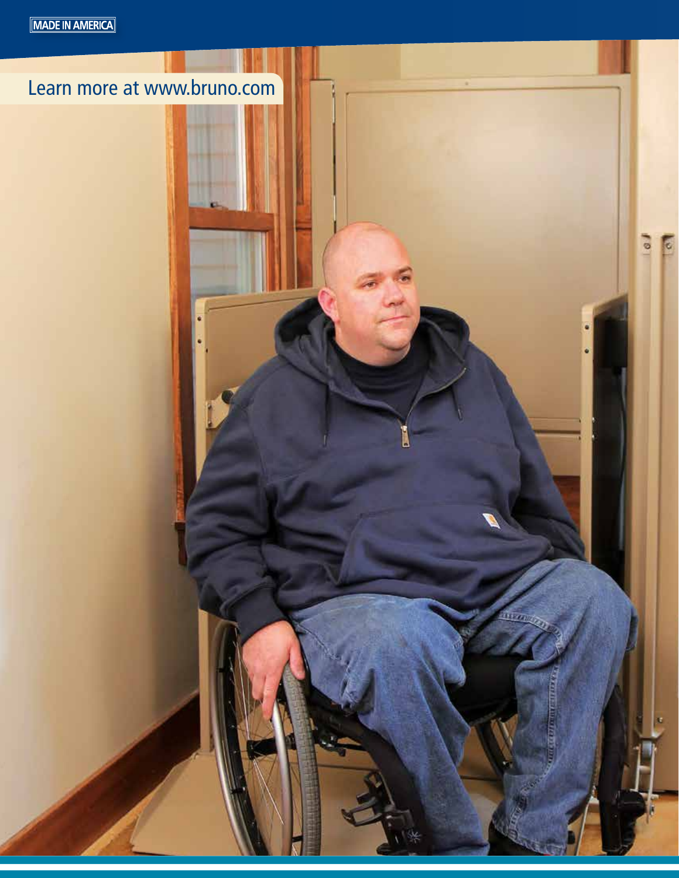MADE IN AMERICA

Learn more at www.bruno.com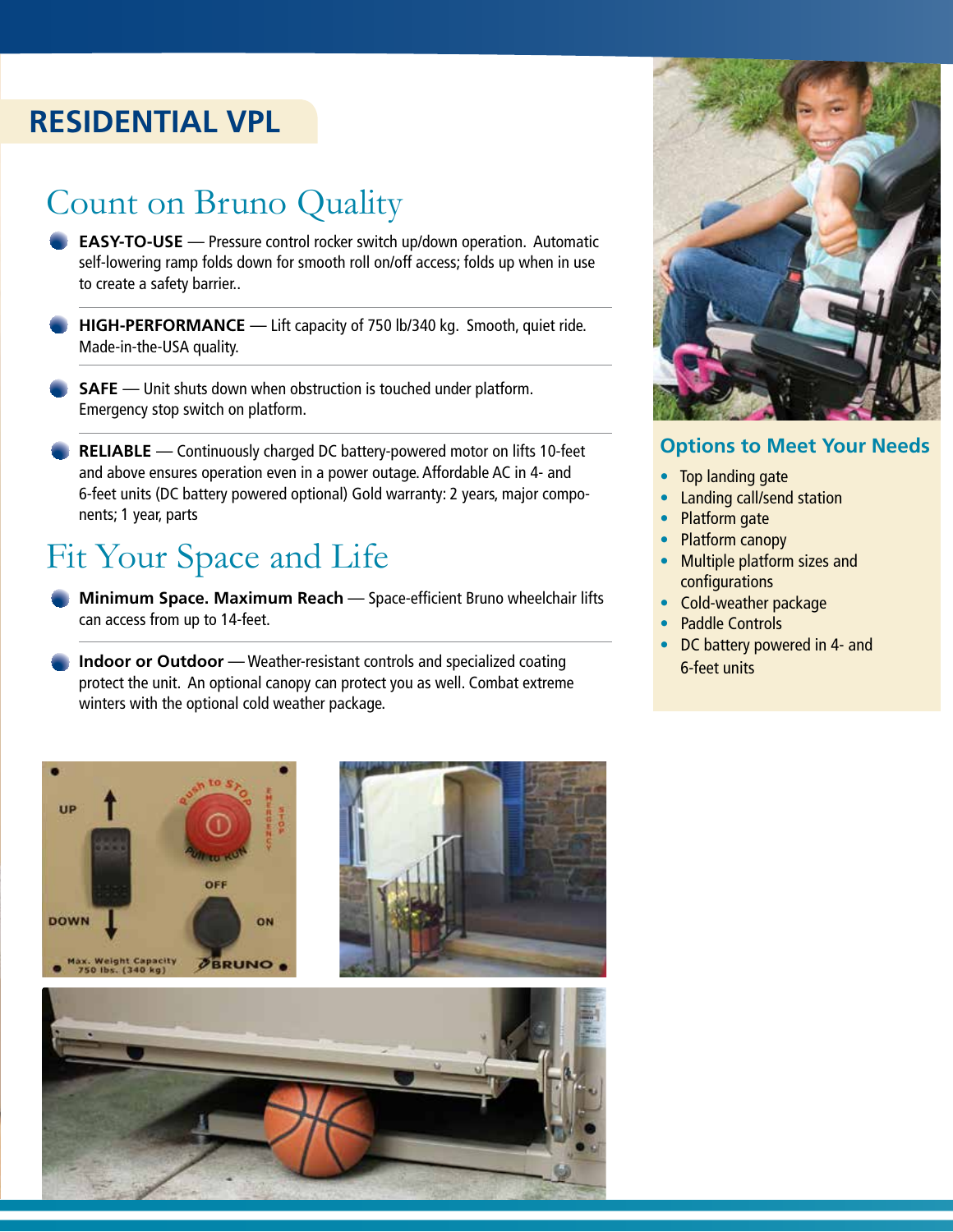# RESIDENTIAL VPL

## Count on Bruno Quality

- **EASY-TO-USE** — Pressure control rocker switch up/down operation. Automatic self-lowering ramp folds down for smooth roll on/off access; folds up when in use to create a safety barrier..
- **HIGH-PERFORMANCE** — Lift capacity of 750 lb/340 kg. Smooth, quiet ride. Made-in-the-USA quality.
- **SAFE** — Unit shuts down when obstruction is touched under platform. Emergency stop switch on platform.
- **RELIABLE** — Continuously charged DC battery-powered motor on lifts 10-feet and above ensures operation even in a power outage. Affordable AC in 4- and 6-feet units (DC battery powered optional) Gold warranty: 2 years, major components; 1 year, parts

## Fit Your Space and Life

- **Minimum Space. Maximum Reach** — Space-efficient Bruno wheelchair lifts can access from up to 14-feet.
- **Indoor or Outdoor** — Weather-resistant controls and specialized coating protect the unit. An optional canopy can protect you as well. Combat extreme winters with the optional cold weather package.

### Options to Meet Your Needs

- Top landing gate
- Landing call/send station
- Platform gate
- Platform canopy
- Multiple platform sizes and configurations
- Cold-weather package
- Paddle Controls
- DC battery powered in 4- and 6-feet units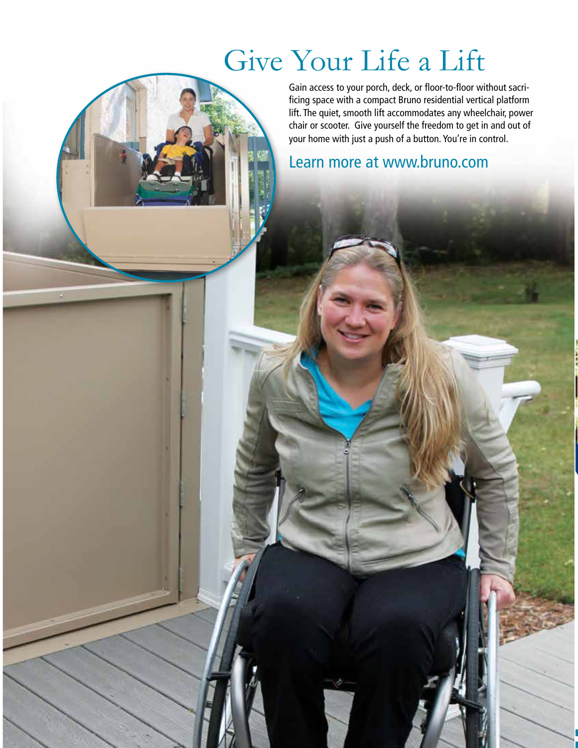# Give Your Life a Lift

Gain access to your porch, deck, or floor-to-floor without sacrificing space with a compact Bruno residential vertical platform lift. The quiet, smooth lift accommodates any wheelchair, power chair or scooter. Give yourself the freedom to get in and out of your home with just a push of a button. You're in control.

Learn more at www.bruno.com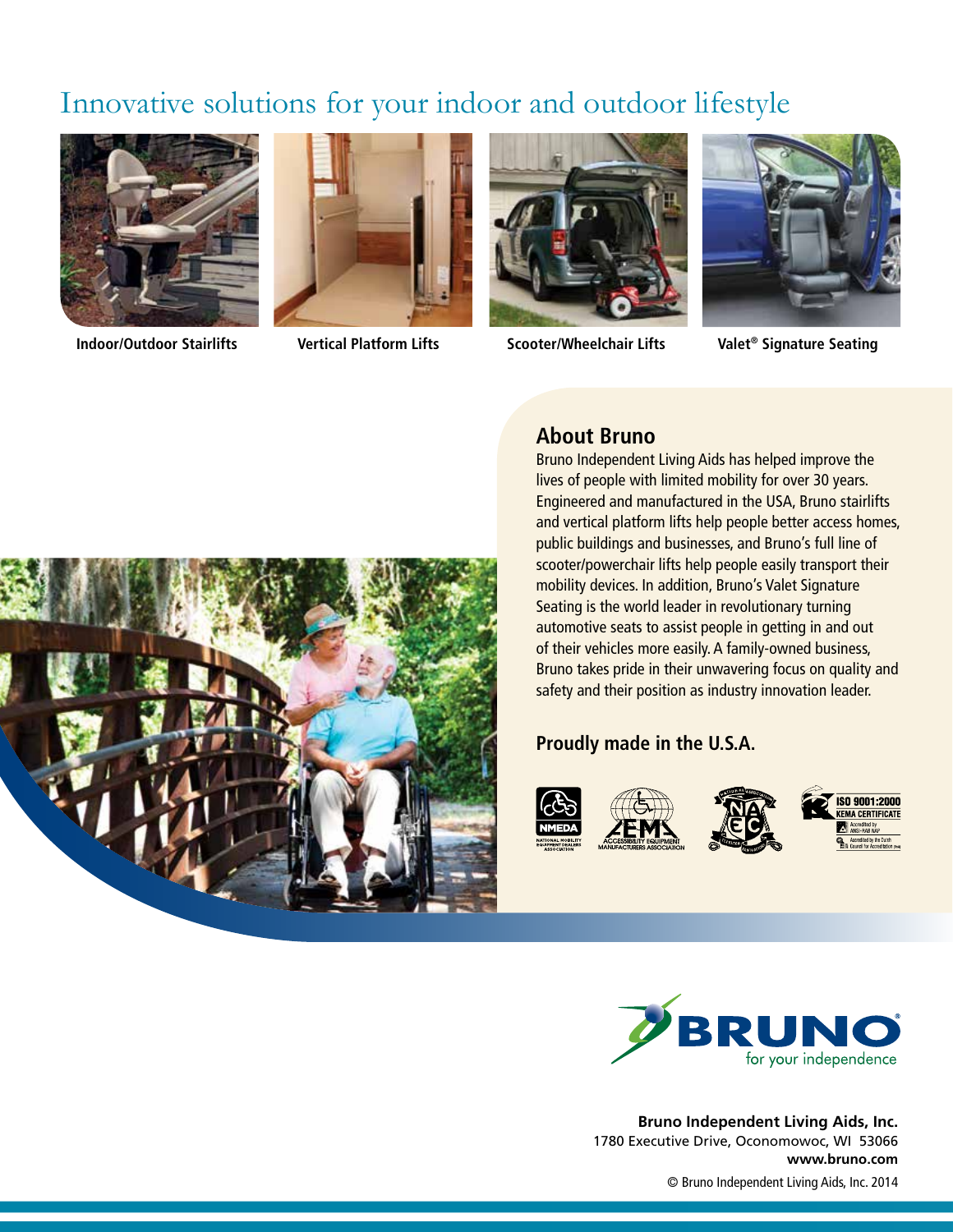# Innovative solutions for your indoor and outdoor lifestyle

**Indoor/Outdoor Stairlifts**

**Vertical Platform Lifts**

**Scooter/Wheelchair Lifts**

**Valet® Signature Seating**

## About Bruno

Bruno Independent Living Aids has helped improve the lives of people with limited mobility for over 30 years. Engineered and manufactured in the USA, Bruno stairlifts and vertical platform lifts help people better access homes, public buildings and businesses, and Bruno's full line of scooter/powerchair lifts help people easily transport their mobility devices. In addition, Bruno's Valet Signature Seating is the world leader in revolutionary turning automotive seats to assist people in getting in and out of their vehicles more easily. A family-owned business, Bruno takes pride in their unwavering focus on quality and safety and their position as industry innovation leader.

### Proudly made in the U.S.A.

NMEDA National Mobility Equipment Dealers Association

AEMA Accessibility Equipment Manufacturers Association

NAEC

ISO 9001:2000 KEMA CERTIFICATE

BRUNO® for your independence

**Bruno Independent Living Aids, Inc.**
1780 Executive Drive, Oconomowoc, WI 53066
**www.bruno.com**

© Bruno Independent Living Aids, Inc. 2014